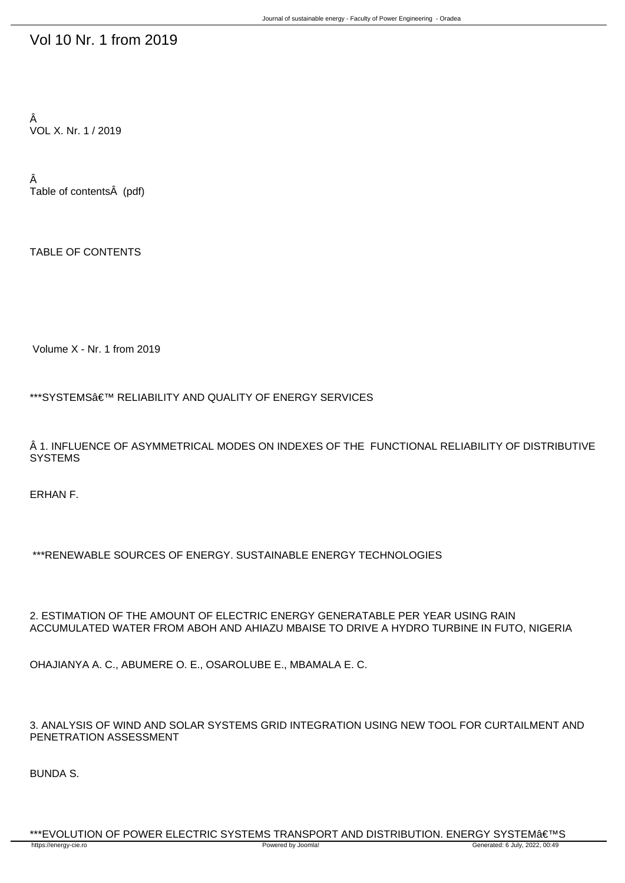# Vol 10 Nr. 1 from 2019

Â
VOL X. Nr. 1 / 2019

Â
Table of contentsÂ (pdf)

TABLE OF CONTENTS

Volume X - Nr. 1 from 2019

***SYSTEMSâ€™ RELIABILITY AND QUALITY OF ENERGY SERVICES

Â 1. INFLUENCE OF ASYMMETRICAL MODES ON INDEXES OF THE FUNCTIONAL RELIABILITY OF DISTRIBUTIVE SYSTEMS

ERHAN F.

***RENEWABLE SOURCES OF ENERGY. SUSTAINABLE ENERGY TECHNOLOGIES

2. ESTIMATION OF THE AMOUNT OF ELECTRIC ENERGY GENERATABLE PER YEAR USING RAIN ACCUMULATED WATER FROM ABOH AND AHIAZU MBAISE TO DRIVE A HYDRO TURBINE IN FUTO, NIGERIA

OHAJIANYA A. C., ABUMERE O. E., OSAROLUBE E., MBAMALA E. C.

3. ANALYSIS OF WIND AND SOLAR SYSTEMS GRID INTEGRATION USING NEW TOOL FOR CURTAILMENT AND PENETRATION ASSESSMENT

BUNDA S.

***EVOLUTION OF POWER ELECTRIC SYSTEMS TRANSPORT AND DISTRIBUTION. ENERGY SYSTEMâ€™S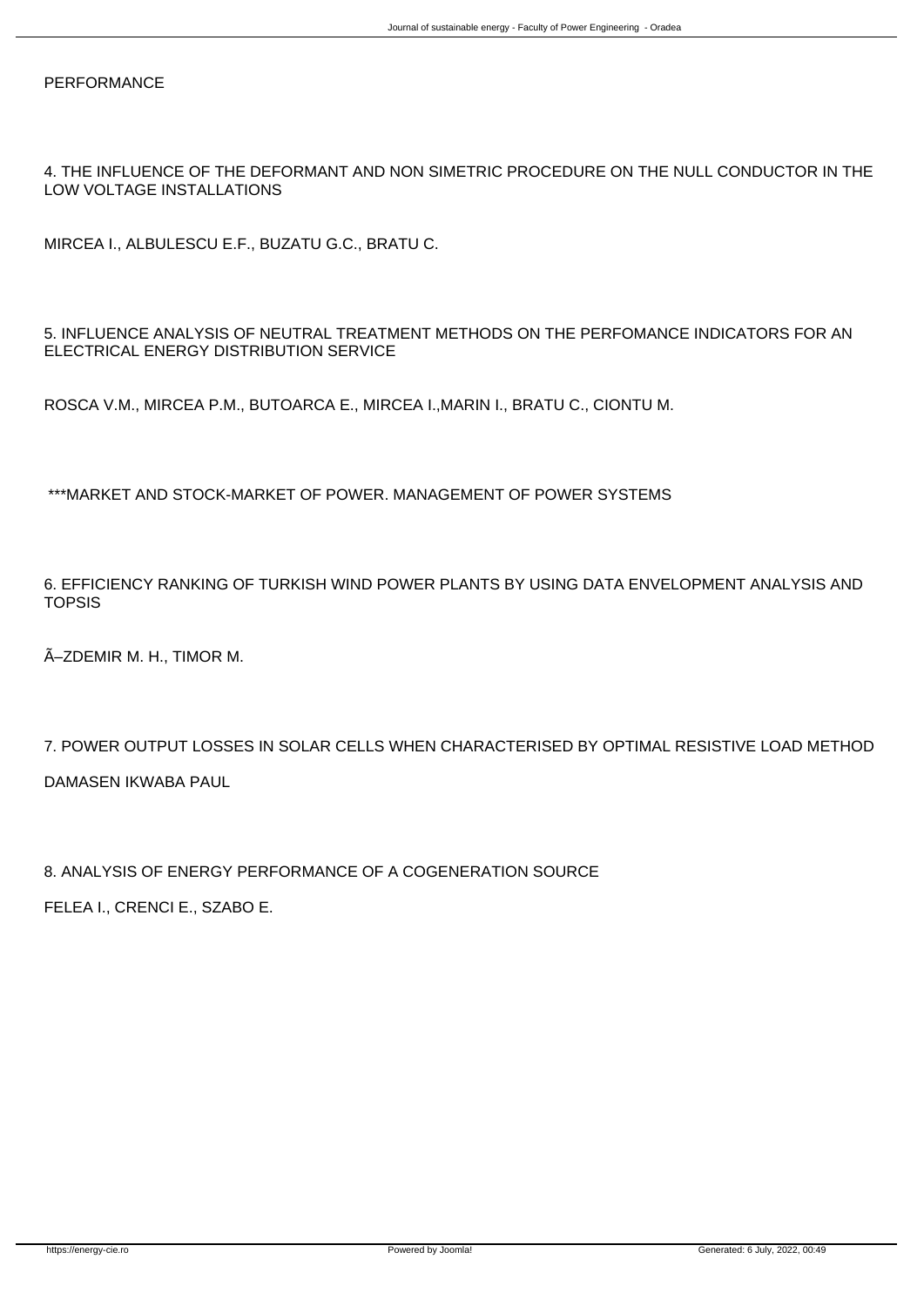PERFORMANCE

4. THE INFLUENCE OF THE DEFORMANT AND NON SIMETRIC PROCEDURE ON THE NULL CONDUCTOR IN THE LOW VOLTAGE INSTALLATIONS

MIRCEA I., ALBULESCU E.F., BUZATU G.C., BRATU C.

5. INFLUENCE ANALYSIS OF NEUTRAL TREATMENT METHODS ON THE PERFOMANCE INDICATORS FOR AN ELECTRICAL ENERGY DISTRIBUTION SERVICE

ROSCA V.M., MIRCEA P.M., BUTOARCA E., MIRCEA I.,MARIN I., BRATU C., CIONTU M.

***MARKET AND STOCK-MARKET OF POWER. MANAGEMENT OF POWER SYSTEMS

6. EFFICIENCY RANKING OF TURKISH WIND POWER PLANTS BY USING DATA ENVELOPMENT ANALYSIS AND TOPSIS

Ã–ZDEMIR M. H., TIMOR M.

7. POWER OUTPUT LOSSES IN SOLAR CELLS WHEN CHARACTERISED BY OPTIMAL RESISTIVE LOAD METHOD

DAMASEN IKWABA PAUL

8. ANALYSIS OF ENERGY PERFORMANCE OF A COGENERATION SOURCE

FELEA I., CRENCI E., SZABO E.